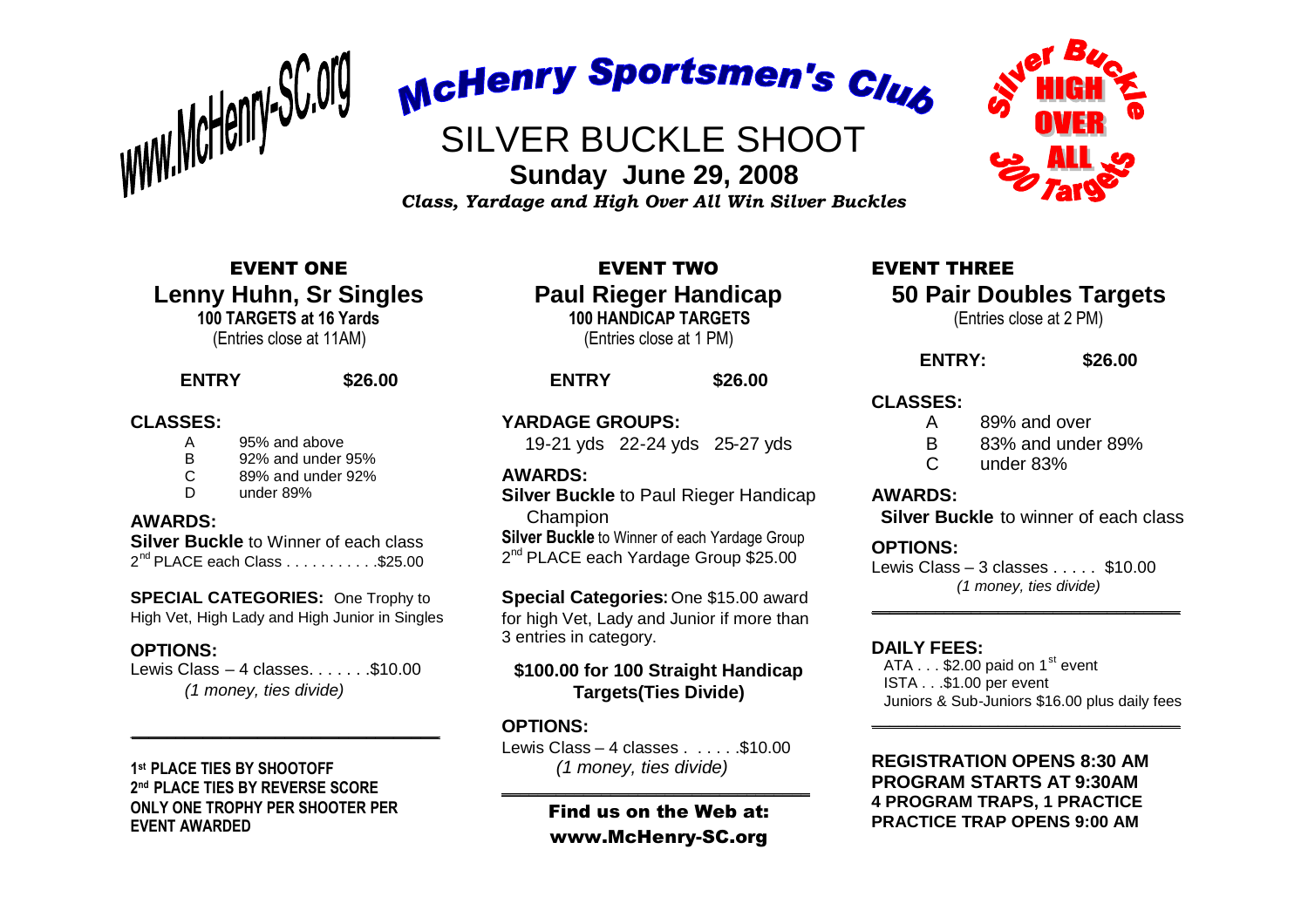www.McHenry-SC.org

# McHenry Sportsmen's Club

## SILVER BUCKLE SHOOT

**Sunday June 29, 2008**

***Class, Yardage and High Over All Win Silver Buckles***

Silver Buckle HIGH OVER ALL 300 Targets

## EVENT ONE

### Lenny Huhn, Sr Singles

**100 TARGETS at 16 Yards**

(Entries close at 11AM)

**ENTRY** **$26.00**

**CLASSES:**

| | |
|---|---|
| A | 95% and above |
| B | 92% and under 95% |
| C | 89% and under 92% |
| D | under 89% |

**AWARDS:**

**Silver Buckle** to Winner of each class
2nd PLACE each Class . . . . . . . . . . .$25.00

**SPECIAL CATEGORIES:** One Trophy to High Vet, High Lady and High Junior in Singles

**OPTIONS:**

Lewis Class – 4 classes. . . . . . .$10.00
*(1 money, ties divide)*

**1st PLACE TIES BY SHOOTOFF**
**2nd PLACE TIES BY REVERSE SCORE**
**ONLY ONE TROPHY PER SHOOTER PER EVENT AWARDED**

## EVENT TWO

### Paul Rieger Handicap

**100 HANDICAP TARGETS**

(Entries close at 1 PM)

**ENTRY** **$26.00**

**YARDAGE GROUPS:**

19-21 yds 22-24 yds 25-27 yds

**AWARDS:**

**Silver Buckle** to Paul Rieger Handicap Champion
**Silver Buckle** to Winner of each Yardage Group
2nd PLACE each Yardage Group $25.00

**Special Categories:** One $15.00 award for high Vet, Lady and Junior if more than 3 entries in category.

**$100.00 for 100 Straight Handicap Targets(Ties Divide)**

**OPTIONS:**

Lewis Class – 4 classes . . . . . .$10.00
*(1 money, ties divide)*

**Find us on the Web at:**
**www.McHenry-SC.org**

## EVENT THREE

### 50 Pair Doubles Targets

(Entries close at 2 PM)

**ENTRY:** **$26.00**

**CLASSES:**

| | |
|---|---|
| A | 89% and over |
| B | 83% and under 89% |
| C | under 83% |

**AWARDS:**

**Silver Buckle** to winner of each class

**OPTIONS:**

Lewis Class – 3 classes . . . . . $10.00
*(1 money, ties divide)*

**DAILY FEES:**

ATA . . . $2.00 paid on 1st event
ISTA . . .$1.00 per event
Juniors & Sub-Juniors $16.00 plus daily fees

**REGISTRATION OPENS 8:30 AM**
**PROGRAM STARTS AT 9:30AM**
**4 PROGRAM TRAPS, 1 PRACTICE**
**PRACTICE TRAP OPENS 9:00 AM**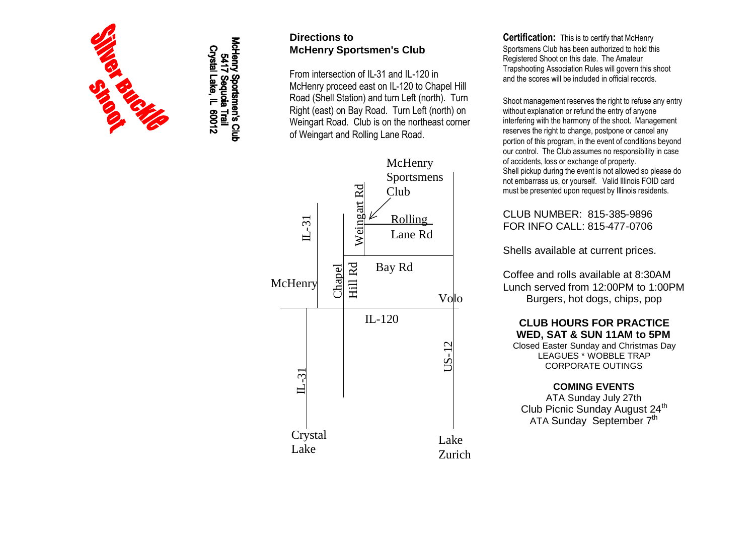Silver Buckle Shoot

McHenry Sportsmen's Club
5417 Sequoia Trail
Crystal Lake, IL 60012

## Directions to McHenry Sportsmen's Club

From intersection of IL-31 and IL-120 in McHenry proceed east on IL-120 to Chapel Hill Road (Shell Station) and turn Left (north). Turn Right (east) on Bay Road. Turn Left (north) on Weingart Road. Club is on the northeast corner of Weingart and Rolling Lane Road.

McHenry Sportsmens Club

Weingart Rd

Rolling Lane Rd

IL-31

Bay Rd

McHenry

Chapel Hill Rd

Volo

IL-120

US-12

IL-31

Crystal Lake

Lake Zurich

**Certification:** This is to certify that McHenry Sportsmens Club has been authorized to hold this Registered Shoot on this date. The Amateur Trapshooting Association Rules will govern this shoot and the scores will be included in official records.

Shoot management reserves the right to refuse any entry without explanation or refund the entry of anyone interfering with the harmony of the shoot. Management reserves the right to change, postpone or cancel any portion of this program, in the event of conditions beyond our control. The Club assumes no responsibility in case of accidents, loss or exchange of property.
Shell pickup during the event is not allowed so please do not embarrass us, or yourself. Valid Illinois FOID card must be presented upon request by Illinois residents.

CLUB NUMBER: 815-385-9896
FOR INFO CALL: 815-477-0706

Shells available at current prices.

Coffee and rolls available at 8:30AM
Lunch served from 12:00PM to 1:00PM
Burgers, hot dogs, chips, pop

**CLUB HOURS FOR PRACTICE**
**WED, SAT & SUN 11AM to 5PM**
Closed Easter Sunday and Christmas Day
LEAGUES * WOBBLE TRAP
CORPORATE OUTINGS

**COMING EVENTS**
ATA Sunday July 27th
Club Picnic Sunday August 24th
ATA Sunday September 7th